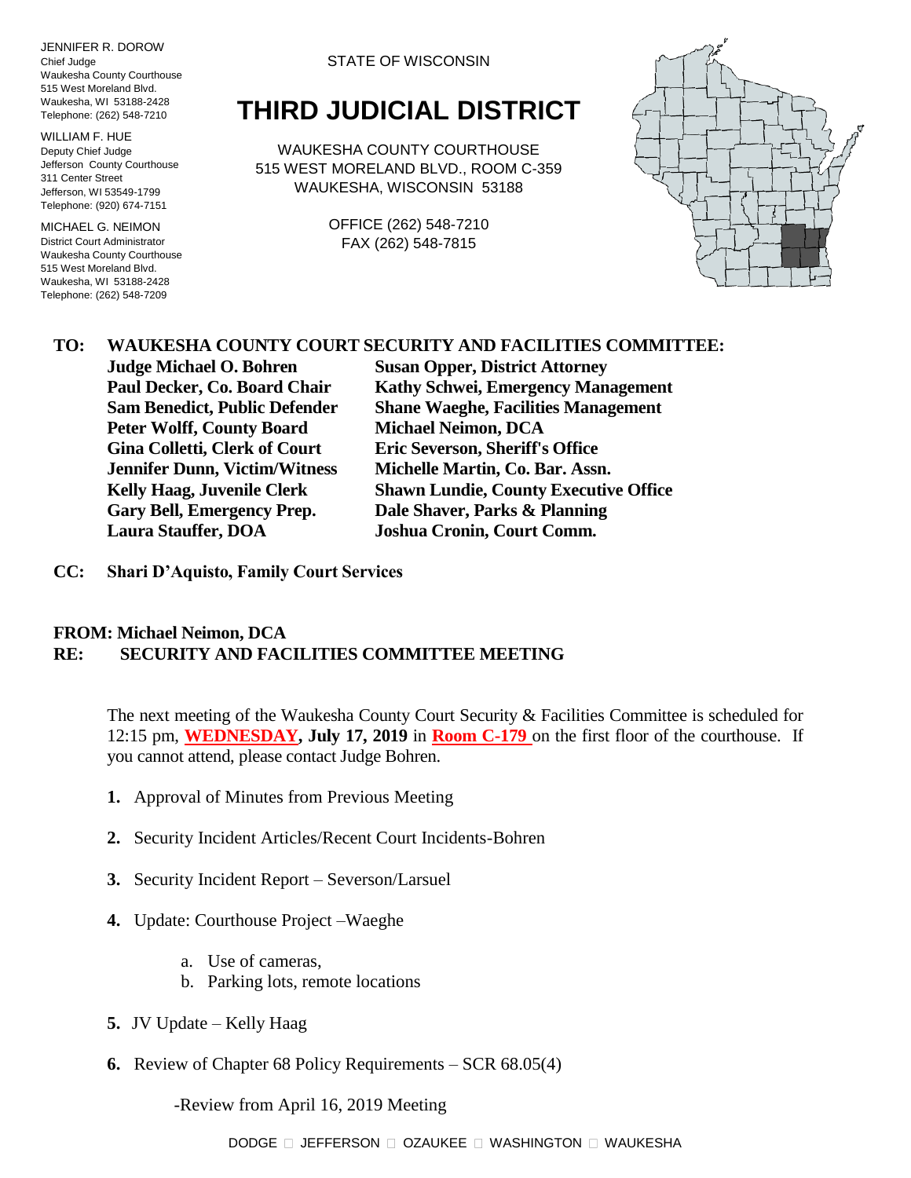JENNIFER R. DOROW
Chief Judge
Waukesha County Courthouse
515 West Moreland Blvd.
Waukesha, WI 53188-2428
Telephone: (262) 548-7210

WILLIAM F. HUE
Deputy Chief Judge
Jefferson County Courthouse
311 Center Street
Jefferson, WI 53549-1799
Telephone: (920) 674-7151

MICHAEL G. NEIMON
District Court Administrator
Waukesha County Courthouse
515 West Moreland Blvd.
Waukesha, WI 53188-2428
Telephone: (262) 548-7209

STATE OF WISCONSIN

# THIRD JUDICIAL DISTRICT

WAUKESHA COUNTY COURTHOUSE
515 WEST MORELAND BLVD., ROOM C-359
WAUKESHA, WISCONSIN 53188

OFFICE (262) 548-7210
FAX (262) 548-7815

**TO: WAUKESHA COUNTY COURT SECURITY AND FACILITIES COMMITTEE:**

| | |
|---|---|
| **Judge Michael O. Bohren** | **Susan Opper, District Attorney** |
| **Paul Decker, Co. Board Chair** | **Kathy Schwei, Emergency Management** |
| **Sam Benedict, Public Defender** | **Shane Waeghe, Facilities Management** |
| **Peter Wolff, County Board** | **Michael Neimon, DCA** |
| **Gina Colletti, Clerk of Court** | **Eric Severson, Sheriff's Office** |
| **Jennifer Dunn, Victim/Witness** | **Michelle Martin, Co. Bar. Assn.** |
| **Kelly Haag, Juvenile Clerk** | **Shawn Lundie, County Executive Office** |
| **Gary Bell, Emergency Prep.** | **Dale Shaver, Parks & Planning** |
| **Laura Stauffer, DOA** | **Joshua Cronin, Court Comm.** |

**CC: Shari D'Aquisto, Family Court Services**

**FROM: Michael Neimon, DCA**
**RE: SECURITY AND FACILITIES COMMITTEE MEETING**

The next meeting of the Waukesha County Court Security & Facilities Committee is scheduled for 12:15 pm, **WEDNESDAY, July 17, 2019** in **Room C-179** on the first floor of the courthouse. If you cannot attend, please contact Judge Bohren.

1. Approval of Minutes from Previous Meeting
2. Security Incident Articles/Recent Court Incidents-Bohren
3. Security Incident Report – Severson/Larsuel
4. Update: Courthouse Project –Waeghe
   a. Use of cameras,
   b. Parking lots, remote locations
5. JV Update – Kelly Haag
6. Review of Chapter 68 Policy Requirements – SCR 68.05(4)

   -Review from April 16, 2019 Meeting

DODGE □ JEFFERSON □ OZAUKEE □ WASHINGTON □ WAUKESHA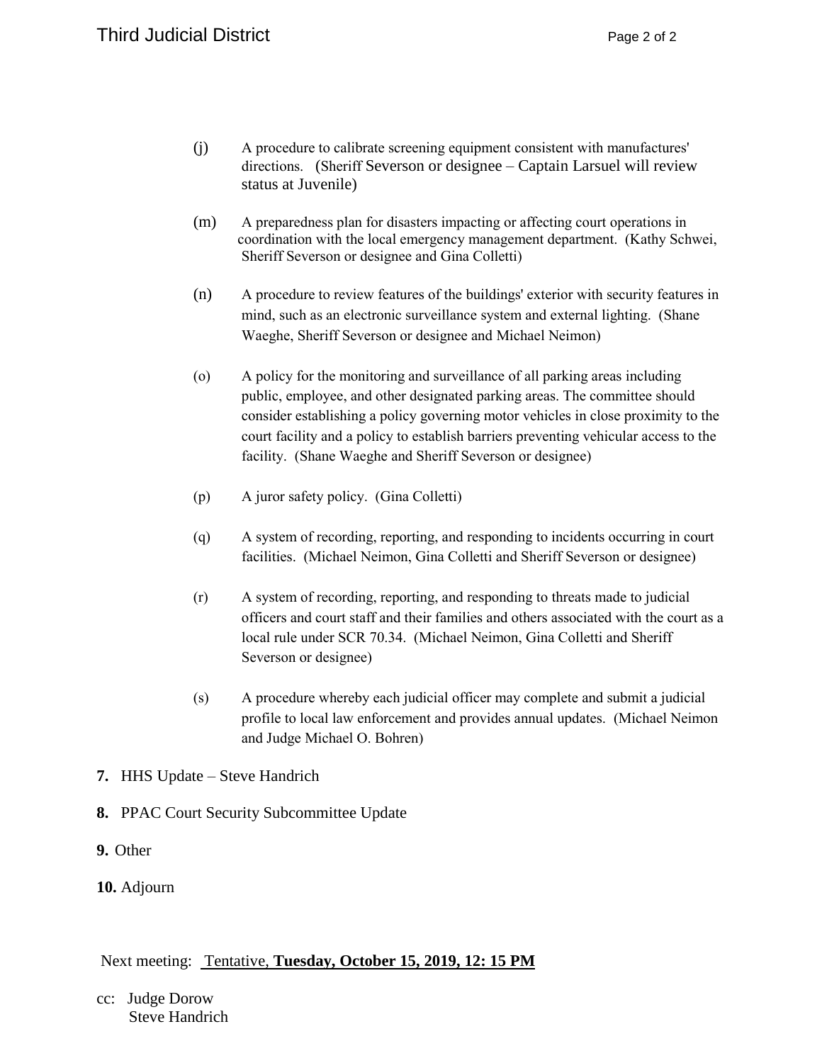(j) A procedure to calibrate screening equipment consistent with manufactures' directions. (Sheriff Severson or designee – Captain Larsuel will review status at Juvenile)

(m) A preparedness plan for disasters impacting or affecting court operations in coordination with the local emergency management department. (Kathy Schwei, Sheriff Severson or designee and Gina Colletti)

(n) A procedure to review features of the buildings' exterior with security features in mind, such as an electronic surveillance system and external lighting. (Shane Waeghe, Sheriff Severson or designee and Michael Neimon)

(o) A policy for the monitoring and surveillance of all parking areas including public, employee, and other designated parking areas. The committee should consider establishing a policy governing motor vehicles in close proximity to the court facility and a policy to establish barriers preventing vehicular access to the facility. (Shane Waeghe and Sheriff Severson or designee)

(p) A juror safety policy. (Gina Colletti)

(q) A system of recording, reporting, and responding to incidents occurring in court facilities. (Michael Neimon, Gina Colletti and Sheriff Severson or designee)

(r) A system of recording, reporting, and responding to threats made to judicial officers and court staff and their families and others associated with the court as a local rule under SCR 70.34. (Michael Neimon, Gina Colletti and Sheriff Severson or designee)

(s) A procedure whereby each judicial officer may complete and submit a judicial profile to local law enforcement and provides annual updates. (Michael Neimon and Judge Michael O. Bohren)

**7.** HHS Update – Steve Handrich

**8.** PPAC Court Security Subcommittee Update

**9.** Other

**10.** Adjourn

Next meeting: Tentative, **Tuesday, October 15, 2019, 12: 15 PM**

cc: Judge Dorow
Steve Handrich